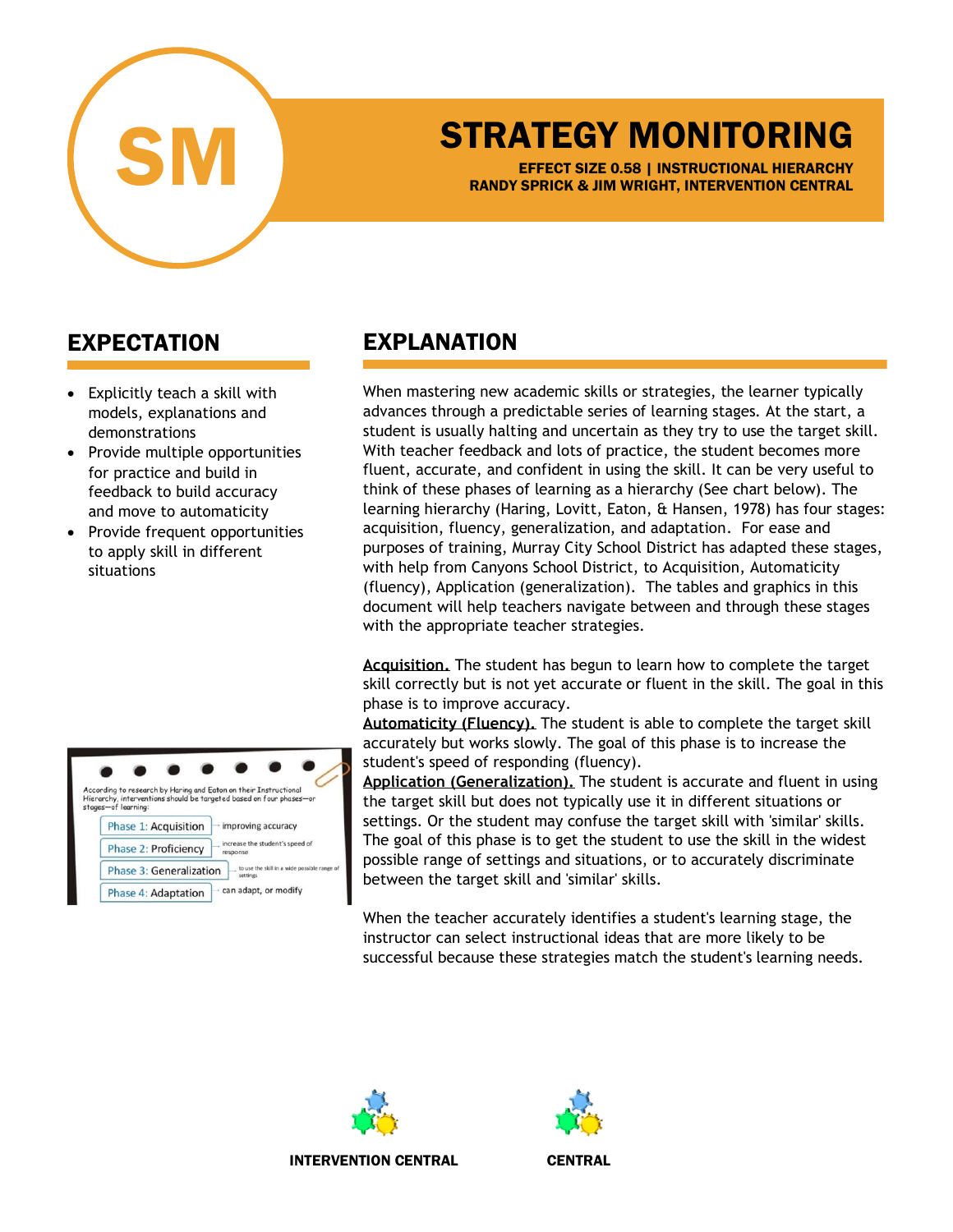SM

# STRATEGY MONITORING

**EFFECT SIZE 0.58 | INSTRUCTIONAL HIERARCHY**
**RANDY SPRICK & JIM WRIGHT, INTERVENTION CENTRAL**

## EXPECTATION

- Explicitly teach a skill with models, explanations and demonstrations
- Provide multiple opportunities for practice and build in feedback to build accuracy and move to automaticity
- Provide frequent opportunities to apply skill in different situations

According to research by Haring and Eaton on their Instructional Hierarchy, interventions should be targeted based on four phases—or stages—of learning:

| Phase | Goal |
|---|---|
| Phase 1: Acquisition | improving accuracy |
| Phase 2: Proficiency | increase the student's speed of response |
| Phase 3: Generalization | to use the skill in a wide possible range of settings |
| Phase 4: Adaptation | can adapt, or modify |

## EXPLANATION

When mastering new academic skills or strategies, the learner typically advances through a predictable series of learning stages. At the start, a student is usually halting and uncertain as they try to use the target skill. With teacher feedback and lots of practice, the student becomes more fluent, accurate, and confident in using the skill. It can be very useful to think of these phases of learning as a hierarchy (See chart below). The learning hierarchy (Haring, Lovitt, Eaton, & Hansen, 1978) has four stages: acquisition, fluency, generalization, and adaptation. For ease and purposes of training, Murray City School District has adapted these stages, with help from Canyons School District, to Acquisition, Automaticity (fluency), Application (generalization). The tables and graphics in this document will help teachers navigate between and through these stages with the appropriate teacher strategies.

**Acquisition.** The student has begun to learn how to complete the target skill correctly but is not yet accurate or fluent in the skill. The goal in this phase is to improve accuracy.
**Automaticity (Fluency).** The student is able to complete the target skill accurately but works slowly. The goal of this phase is to increase the student's speed of responding (fluency).
**Application (Generalization).** The student is accurate and fluent in using the target skill but does not typically use it in different situations or settings. Or the student may confuse the target skill with 'similar' skills. The goal of this phase is to get the student to use the skill in the widest possible range of settings and situations, or to accurately discriminate between the target skill and 'similar' skills.

When the teacher accurately identifies a student's learning stage, the instructor can select instructional ideas that are more likely to be successful because these strategies match the student's learning needs.

INTERVENTION CENTRAL

CENTRAL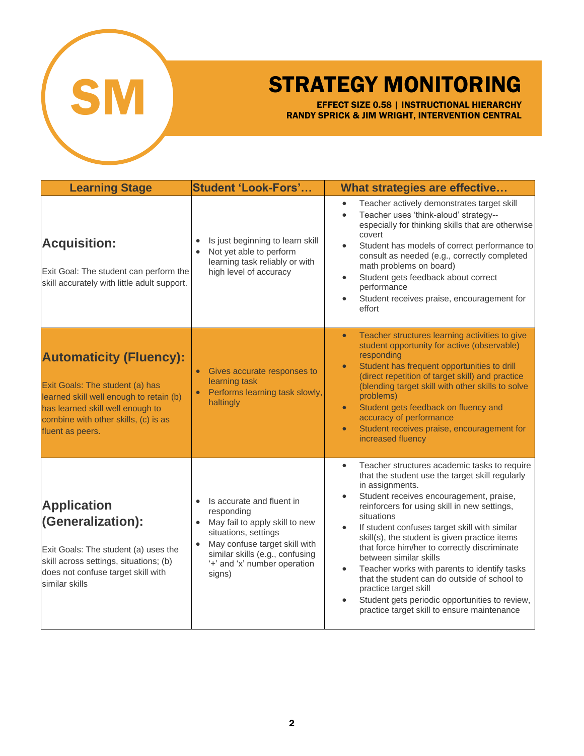SM

# STRATEGY MONITORING

**EFFECT SIZE 0.58 | INSTRUCTIONAL HIERARCHY**
**RANDY SPRICK & JIM WRIGHT, INTERVENTION CENTRAL**

| Learning Stage | Student 'Look-Fors'… | What strategies are effective… |
|---|---|---|
| **Acquisition:**<br><br>Exit Goal: The student can perform the skill accurately with little adult support. | • Is just beginning to learn skill<br>• Not yet able to perform learning task reliably or with high level of accuracy | • Teacher actively demonstrates target skill<br>• Teacher uses 'think-aloud' strategy-- especially for thinking skills that are otherwise covert<br>• Student has models of correct performance to consult as needed (e.g., correctly completed math problems on board)<br>• Student gets feedback about correct performance<br>• Student receives praise, encouragement for effort |
| **Automaticity (Fluency):**<br><br>Exit Goals: The student (a) has learned skill well enough to retain (b) has learned skill well enough to combine with other skills, (c) is as fluent as peers. | • Gives accurate responses to learning task<br>• Performs learning task slowly, haltingly | • Teacher structures learning activities to give student opportunity for active (observable) responding<br>• Student has frequent opportunities to drill (direct repetition of target skill) and practice (blending target skill with other skills to solve problems)<br>• Student gets feedback on fluency and accuracy of performance<br>• Student receives praise, encouragement for increased fluency |
| **Application (Generalization):**<br><br>Exit Goals: The student (a) uses the skill across settings, situations; (b) does not confuse target skill with similar skills | • Is accurate and fluent in responding<br>• May fail to apply skill to new situations, settings<br>• May confuse target skill with similar skills (e.g., confusing '+' and 'x' number operation signs) | • Teacher structures academic tasks to require that the student use the target skill regularly in assignments.<br>• Student receives encouragement, praise, reinforcers for using skill in new settings, situations<br>• If student confuses target skill with similar skill(s), the student is given practice items that force him/her to correctly discriminate between similar skills<br>• Teacher works with parents to identify tasks that the student can do outside of school to practice target skill<br>• Student gets periodic opportunities to review, practice target skill to ensure maintenance |